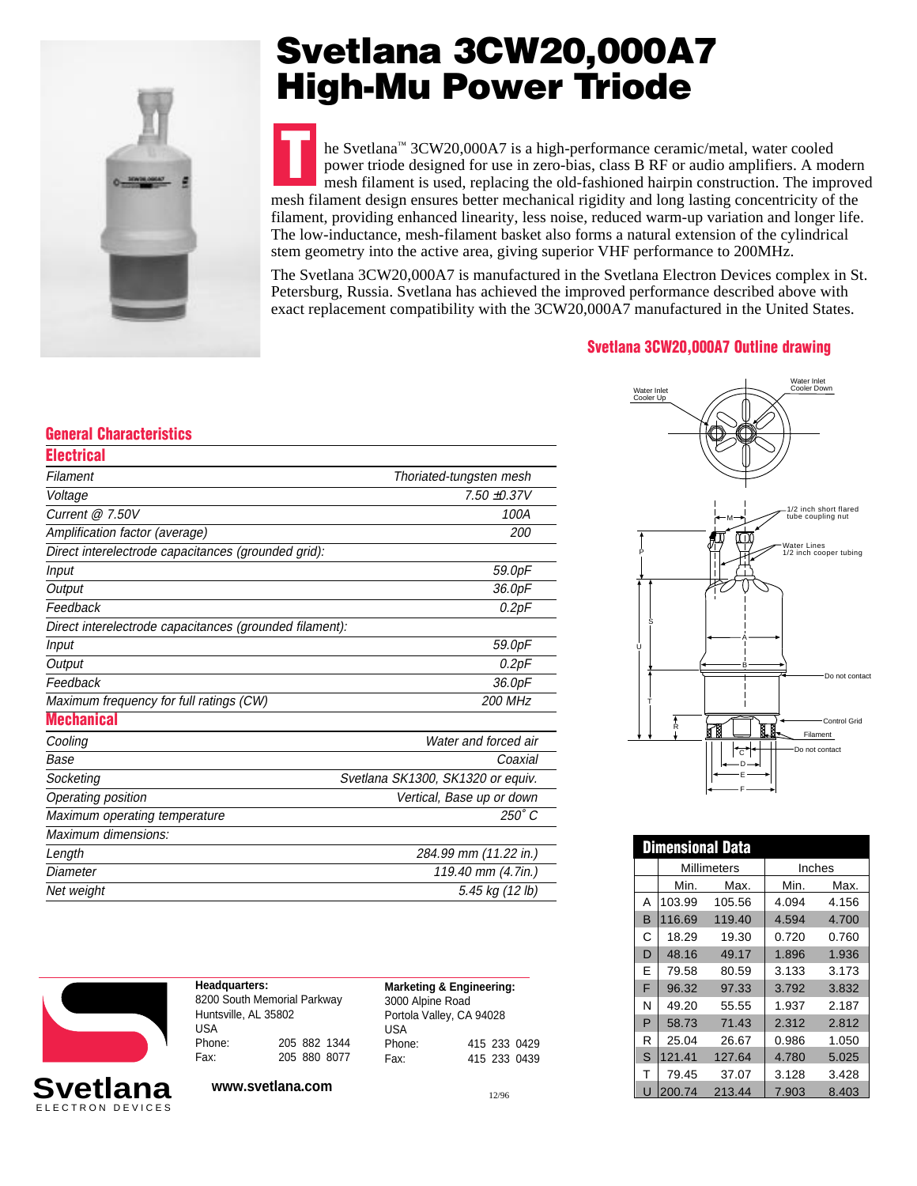# Svetlana 3CW20,000A7 High-Mu Power Triode

The Svetlana™ 3CW20,000A7 is a high-performance ceramic/metal, water cooled power triode designed for use in zero-bias, class B RF or audio amplifiers. A modern mesh filament is used, replacing the old-fashioned hairpin construction. The improved mesh filament design ensures better mechanical rigidity and long lasting concentricity of the filament, providing enhanced linearity, less noise, reduced warm-up variation and longer life. The low-inductance, mesh-filament basket also forms a natural extension of the cylindrical stem geometry into the active area, giving superior VHF performance to 200MHz.

The Svetlana 3CW20,000A7 is manufactured in the Svetlana Electron Devices complex in St. Petersburg, Russia. Svetlana has achieved the improved performance described above with exact replacement compatibility with the 3CW20,000A7 manufactured in the United States.

## General Characteristics

### Electrical

| | |
|---|---|
| *Filament* | *Thoriated-tungsten mesh* |
| *Voltage* | *7.50 ±0.37V* |
| *Current @ 7.50V* | *100A* |
| *Amplification factor (average)* | *200* |
| *Direct interelectrode capacitances (grounded grid):* | |
| *Input* | *59.0pF* |
| *Output* | *36.0pF* |
| *Feedback* | *0.2pF* |
| *Direct interelectrode capacitances (grounded filament):* | |
| *Input* | *59.0pF* |
| *Output* | *0.2pF* |
| *Feedback* | *36.0pF* |
| *Maximum frequency for full ratings (CW)* | *200 MHz* |

### Mechanical

| | |
|---|---|
| *Cooling* | *Water and forced air* |
| *Base* | *Coaxial* |
| *Socketing* | *Svetlana SK1300, SK1320 or equiv.* |
| *Operating position* | *Vertical, Base up or down* |
| *Maximum operating temperature* | *250˚ C* |
| *Maximum dimensions:* | |
| *Length* | *284.99 mm (11.22 in.)* |
| *Diameter* | *119.40 mm (4.7in.)* |
| *Net weight* | *5.45 kg (12 lb)* |

## Svetlana 3CW20,000A7 Outline drawing

Water Inlet Cooler Up; Water Inlet Cooler Down; 1/2 inch short flared tube coupling nut; Water Lines 1/2 inch cooper tubing; Do not contact; Control Grid; Filament; Do not contact

## Dimensional Data

| | Millimeters | | Inches | |
|---|---|---|---|---|
| | Min. | Max. | Min. | Max. |
| A | 103.99 | 105.56 | 4.094 | 4.156 |
| B | 116.69 | 119.40 | 4.594 | 4.700 |
| C | 18.29 | 19.30 | 0.720 | 0.760 |
| D | 48.16 | 49.17 | 1.896 | 1.936 |
| E | 79.58 | 80.59 | 3.133 | 3.173 |
| F | 96.32 | 97.33 | 3.792 | 3.832 |
| N | 49.20 | 55.55 | 1.937 | 2.187 |
| P | 58.73 | 71.43 | 2.312 | 2.812 |
| R | 25.04 | 26.67 | 0.986 | 1.050 |
| S | 121.41 | 127.64 | 4.780 | 5.025 |
| T | 79.45 | 37.07 | 3.128 | 3.428 |
| U | 200.74 | 213.44 | 7.903 | 8.403 |

Svetlana ELECTRON DEVICES

**Headquarters:**
8200 South Memorial Parkway
Huntsville, AL 35802
USA
Phone: 205 882 1344
Fax: 205 880 8077

**Marketing & Engineering:**
3000 Alpine Road
Portola Valley, CA 94028
USA
Phone: 415 233 0429
Fax: 415 233 0439

**www.svetlana.com**

12/96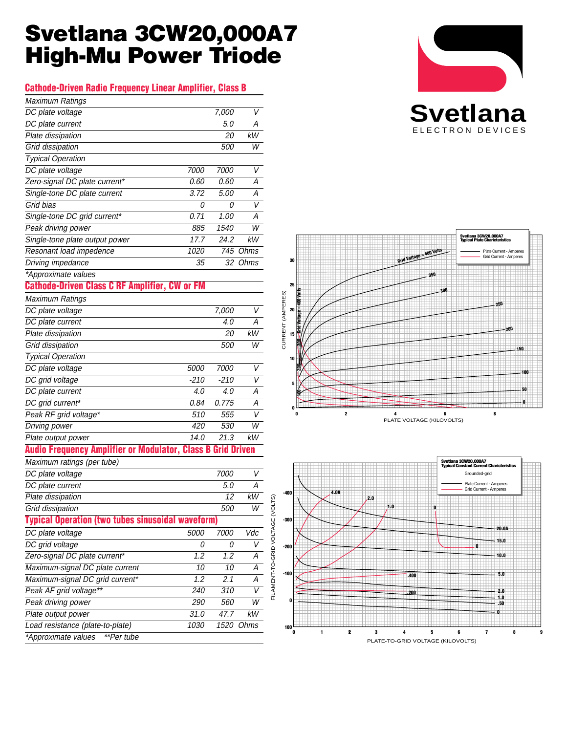# Svetlana 3CW20,000A7 High-Mu Power Triode

Svetlana
ELECTRON DEVICES

## Cathode-Driven Radio Frequency Linear Amplifier, Class B

| | | | |
|---|---|---|---|
| *Maximum Ratings* | | | |
| DC plate voltage | | 7,000 | V |
| DC plate current | | 5.0 | A |
| Plate dissipation | | 20 | kW |
| Grid dissipation | | 500 | W |
| *Typical Operation* | | | |
| DC plate voltage | 7000 | 7000 | V |
| Zero-signal DC plate current* | 0.60 | 0.60 | A |
| Single-tone DC plate current | 3.72 | 5.00 | A |
| Grid bias | 0 | 0 | V |
| Single-tone DC grid current* | 0.71 | 1.00 | A |
| Peak driving power | 885 | 1540 | W |
| Single-tone plate output power | 17.7 | 24.2 | kW |
| Resonant load impedence | 1020 | 745 | Ohms |
| Driving impedance | 35 | 32 | Ohms |

*Approximate values

## Cathode-Driven Class C RF Amplifier, CW or FM

| | | | |
|---|---|---|---|
| *Maximum Ratings* | | | |
| DC plate voltage | | 7,000 | V |
| DC plate current | | 4.0 | A |
| Plate dissipation | | 20 | kW |
| Grid dissipation | | 500 | W |
| *Typical Operation* | | | |
| DC plate voltage | 5000 | 7000 | V |
| DC grid voltage | -210 | -210 | V |
| DC plate current | 4.0 | 4.0 | A |
| DC grid current* | 0.84 | 0.775 | A |
| Peak RF grid voltage* | 510 | 555 | V |
| Driving power | 420 | 530 | W |
| Plate output power | 14.0 | 21.3 | kW |

## Audio Frequency Amplifier or Modulator, Class B Grid Driven

| | | | |
|---|---|---|---|
| *Maximum ratings (per tube)* | | | |
| DC plate voltage | | 7000 | V |
| DC plate current | | 5.0 | A |
| Plate dissipation | | 12 | kW |
| Grid dissipation | | 500 | W |

## Typical Operation (two tubes sinusoidal waveform)

| | | | |
|---|---|---|---|
| DC plate voltage | 5000 | 7000 | Vdc |
| DC grid voltage | 0 | 0 | V |
| Zero-signal DC plate current* | 1.2 | 1.2 | A |
| Maximum-signal DC plate current | 10 | 10 | A |
| Maximum-signal DC grid current* | 1.2 | 2.1 | A |
| Peak AF grid voltage** | 240 | 310 | V |
| Peak driving power | 290 | 560 | W |
| Plate output power | 31.0 | 47.7 | kW |
| Load resistance (plate-to-plate) | 1030 | 1520 | Ohms |

*Approximate values **Per tube

Svetlana 3CW20,000A7
Typical Plate Characteristics
Plate Current - Amperes
Grid Current - Amperes

Grid Voltage = 400 Volts
350
300
250
200
150
100
50
0
Grid Voltage = 400 Volts
300
200
100

CURRENT (AMPERES)
30
25
20
15
10
5
0
0 2 4 6 8
PLATE VOLTAGE (KILOVOLTS)

Svetlana 3CW20,000A7
Typical Constant Current Characteristics
Grounded-grid
Plate Current - Amperes
Grid Current - Amperes

4.0A
2.0
1.0
0
20.0A
15.0
0
10.0
5.0
.400
.200
2.0
1.0
.50
0

FILAMENT-TO-GRID VOLTAGE (VOLTS)
-400
-300
-200
-100
0
100
0 1 2 3 4 5 6 7 8 9
PLATE-TO-GRID VOLTAGE (KILOVOLTS)